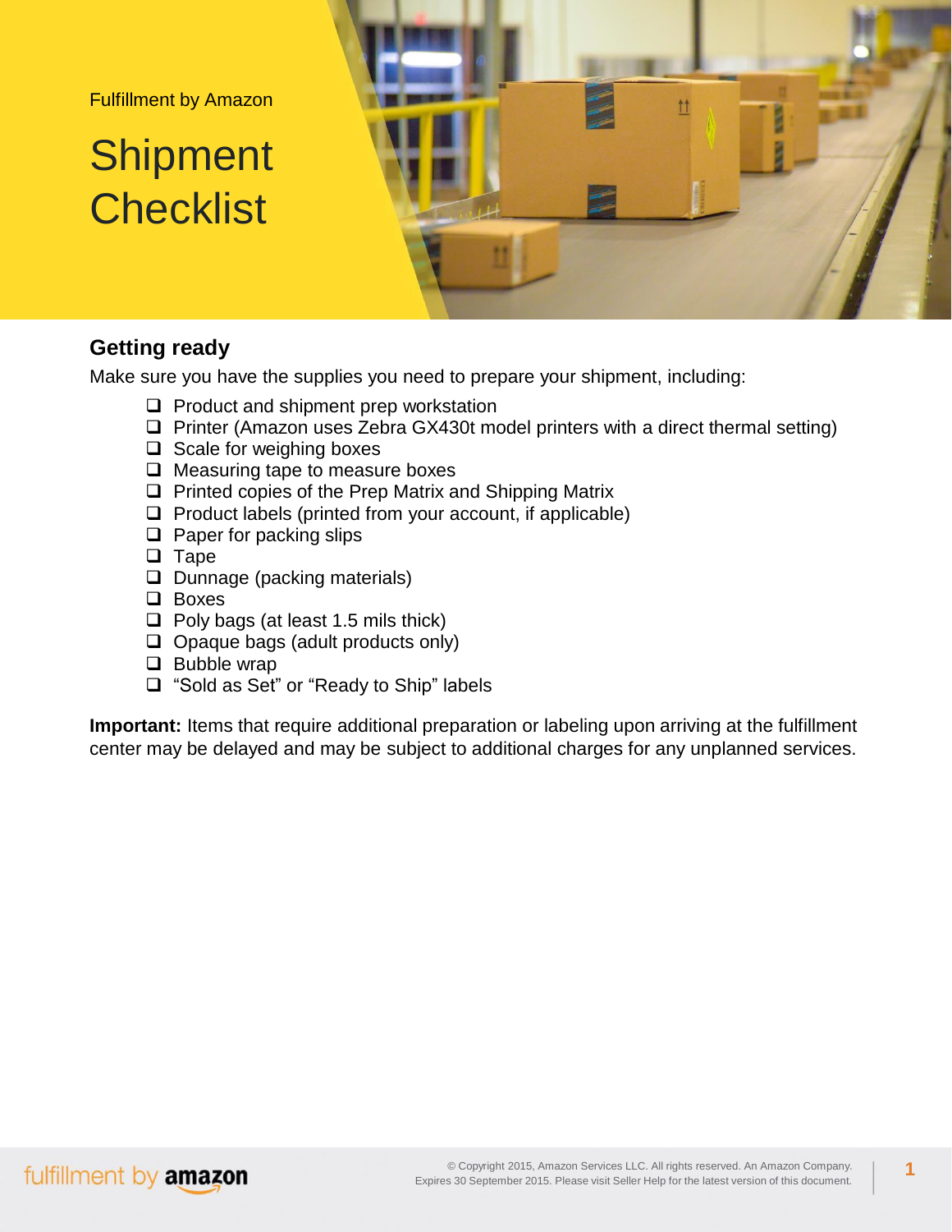Fulfillment by Amazon

# Shipment Checklist

## Getting ready

Make sure you have the supplies you need to prepare your shipment, including:

- [ ] Product and shipment prep workstation
- [ ] Printer (Amazon uses Zebra GX430t model printers with a direct thermal setting)
- [ ] Scale for weighing boxes
- [ ] Measuring tape to measure boxes
- [ ] Printed copies of the Prep Matrix and Shipping Matrix
- [ ] Product labels (printed from your account, if applicable)
- [ ] Paper for packing slips
- [ ] Tape
- [ ] Dunnage (packing materials)
- [ ] Boxes
- [ ] Poly bags (at least 1.5 mils thick)
- [ ] Opaque bags (adult products only)
- [ ] Bubble wrap
- [ ] "Sold as Set" or "Ready to Ship" labels

**Important:** Items that require additional preparation or labeling upon arriving at the fulfillment center may be delayed and may be subject to additional charges for any unplanned services.

© Copyright 2015, Amazon Services LLC. All rights reserved. An Amazon Company. Expires 30 September 2015. Please visit Seller Help for the latest version of this document.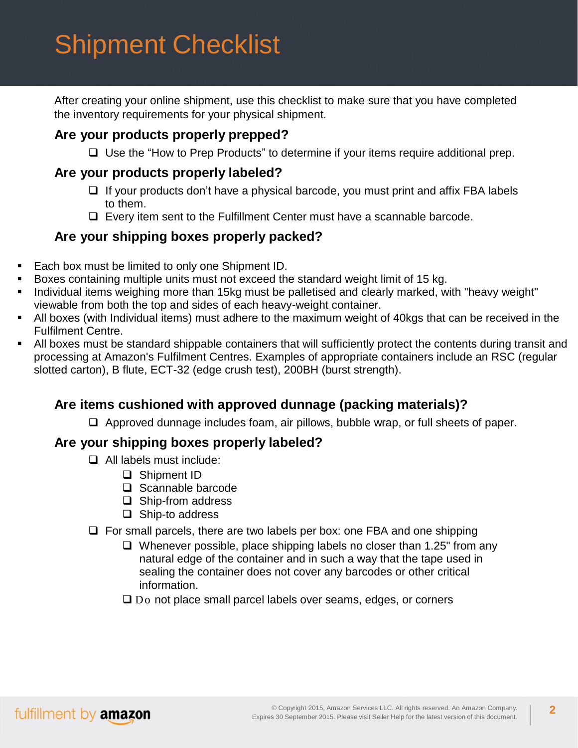# Shipment Checklist

After creating your online shipment, use this checklist to make sure that you have completed the inventory requirements for your physical shipment.

### Are your products properly prepped?

- ❑ Use the “How to Prep Products” to determine if your items require additional prep.

### Are your products properly labeled?

- ❑ If your products don’t have a physical barcode, you must print and affix FBA labels to them.
- ❑ Every item sent to the Fulfillment Center must have a scannable barcode.

### Are your shipping boxes properly packed?

- Each box must be limited to only one Shipment ID.
- Boxes containing multiple units must not exceed the standard weight limit of 15 kg.
- Individual items weighing more than 15kg must be palletised and clearly marked, with "heavy weight" viewable from both the top and sides of each heavy-weight container.
- All boxes (with Individual items) must adhere to the maximum weight of 40kgs that can be received in the Fulfilment Centre.
- All boxes must be standard shippable containers that will sufficiently protect the contents during transit and processing at Amazon's Fulfilment Centres. Examples of appropriate containers include an RSC (regular slotted carton), B flute, ECT-32 (edge crush test), 200BH (burst strength).

### Are items cushioned with approved dunnage (packing materials)?

- ❑ Approved dunnage includes foam, air pillows, bubble wrap, or full sheets of paper.

### Are your shipping boxes properly labeled?

- ❑ All labels must include:
  - ❑ Shipment ID
  - ❑ Scannable barcode
  - ❑ Ship-from address
  - ❑ Ship-to address
- ❑ For small parcels, there are two labels per box: one FBA and one shipping
  - ❑ Whenever possible, place shipping labels no closer than 1.25" from any natural edge of the container and in such a way that the tape used in sealing the container does not cover any barcodes or other critical information.
  - ❑ Do not place small parcel labels over seams, edges, or corners

fulfillment by amazon

© Copyright 2015, Amazon Services LLC. All rights reserved. An Amazon Company. Expires 30 September 2015. Please visit Seller Help for the latest version of this document.